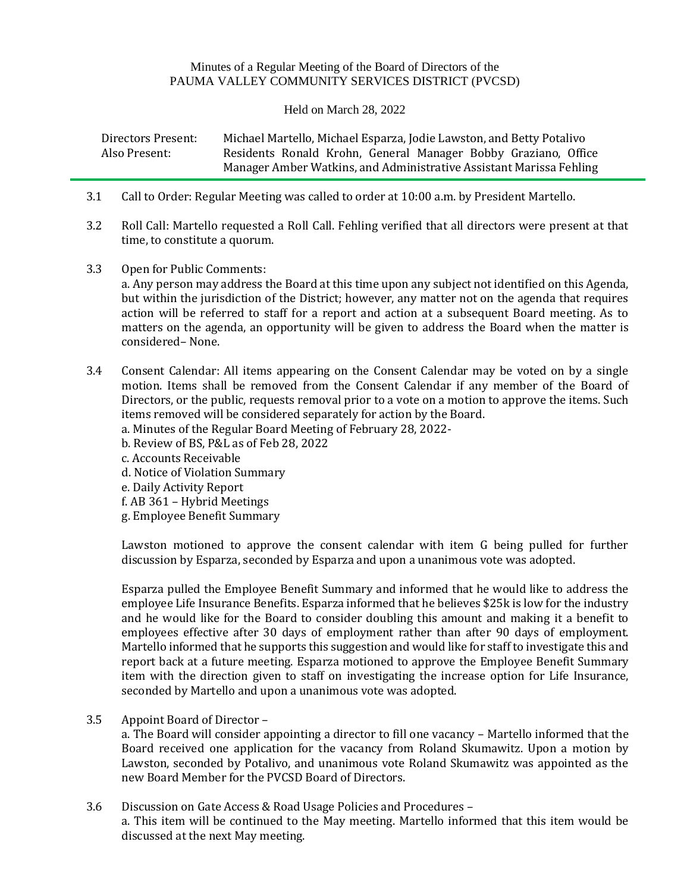Minutes of a Regular Meeting of the Board of Directors of the
PAUMA VALLEY COMMUNITY SERVICES DISTRICT (PVCSD)

Held on March 28, 2022

| | |
|---|---|
| Directors Present: | Michael Martello, Michael Esparza, Jodie Lawston, and Betty Potalivo |
| Also Present: | Residents Ronald Krohn, General Manager Bobby Graziano, Office Manager Amber Watkins, and Administrative Assistant Marissa Fehling |

3.1 Call to Order: Regular Meeting was called to order at 10:00 a.m. by President Martello.

3.2 Roll Call: Martello requested a Roll Call. Fehling verified that all directors were present at that time, to constitute a quorum.

3.3 Open for Public Comments:
a. Any person may address the Board at this time upon any subject not identified on this Agenda, but within the jurisdiction of the District; however, any matter not on the agenda that requires action will be referred to staff for a report and action at a subsequent Board meeting. As to matters on the agenda, an opportunity will be given to address the Board when the matter is considered– None.

3.4 Consent Calendar: All items appearing on the Consent Calendar may be voted on by a single motion. Items shall be removed from the Consent Calendar if any member of the Board of Directors, or the public, requests removal prior to a vote on a motion to approve the items. Such items removed will be considered separately for action by the Board.
a. Minutes of the Regular Board Meeting of February 28, 2022-
b. Review of BS, P&L as of Feb 28, 2022
c. Accounts Receivable
d. Notice of Violation Summary
e. Daily Activity Report
f. AB 361 – Hybrid Meetings
g. Employee Benefit Summary

Lawston motioned to approve the consent calendar with item G being pulled for further discussion by Esparza, seconded by Esparza and upon a unanimous vote was adopted.

Esparza pulled the Employee Benefit Summary and informed that he would like to address the employee Life Insurance Benefits. Esparza informed that he believes $25k is low for the industry and he would like for the Board to consider doubling this amount and making it a benefit to employees effective after 30 days of employment rather than after 90 days of employment. Martello informed that he supports this suggestion and would like for staff to investigate this and report back at a future meeting. Esparza motioned to approve the Employee Benefit Summary item with the direction given to staff on investigating the increase option for Life Insurance, seconded by Martello and upon a unanimous vote was adopted.

3.5 Appoint Board of Director –
a. The Board will consider appointing a director to fill one vacancy – Martello informed that the Board received one application for the vacancy from Roland Skumawitz. Upon a motion by Lawston, seconded by Potalivo, and unanimous vote Roland Skumawitz was appointed as the new Board Member for the PVCSD Board of Directors.

3.6 Discussion on Gate Access & Road Usage Policies and Procedures –
a. This item will be continued to the May meeting. Martello informed that this item would be discussed at the next May meeting.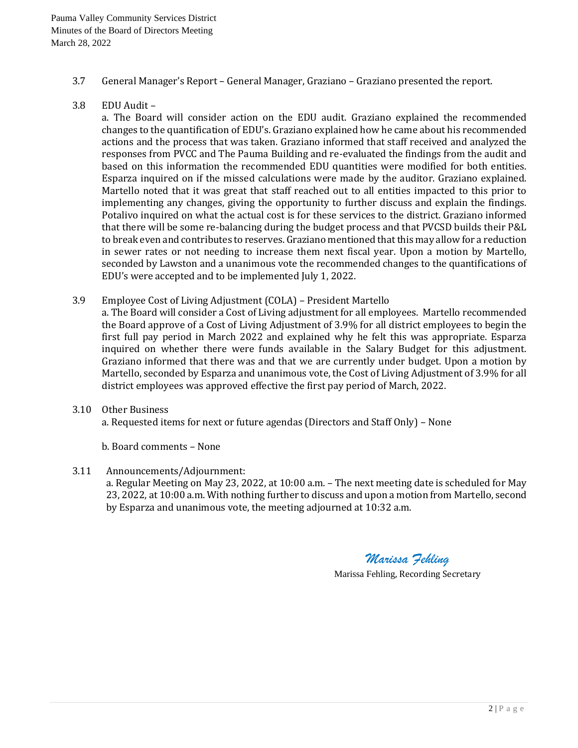3.7 General Manager's Report – General Manager, Graziano – Graziano presented the report.

3.8 EDU Audit –

a. The Board will consider action on the EDU audit. Graziano explained the recommended changes to the quantification of EDU's. Graziano explained how he came about his recommended actions and the process that was taken. Graziano informed that staff received and analyzed the responses from PVCC and The Pauma Building and re-evaluated the findings from the audit and based on this information the recommended EDU quantities were modified for both entities. Esparza inquired on if the missed calculations were made by the auditor. Graziano explained. Martello noted that it was great that staff reached out to all entities impacted to this prior to implementing any changes, giving the opportunity to further discuss and explain the findings. Potalivo inquired on what the actual cost is for these services to the district. Graziano informed that there will be some re-balancing during the budget process and that PVCSD builds their P&L to break even and contributes to reserves. Graziano mentioned that this may allow for a reduction in sewer rates or not needing to increase them next fiscal year. Upon a motion by Martello, seconded by Lawston and a unanimous vote the recommended changes to the quantifications of EDU's were accepted and to be implemented July 1, 2022.

3.9 Employee Cost of Living Adjustment (COLA) – President Martello

a. The Board will consider a Cost of Living adjustment for all employees. Martello recommended the Board approve of a Cost of Living Adjustment of 3.9% for all district employees to begin the first full pay period in March 2022 and explained why he felt this was appropriate. Esparza inquired on whether there were funds available in the Salary Budget for this adjustment. Graziano informed that there was and that we are currently under budget. Upon a motion by Martello, seconded by Esparza and unanimous vote, the Cost of Living Adjustment of 3.9% for all district employees was approved effective the first pay period of March, 2022.

3.10 Other Business

a. Requested items for next or future agendas (Directors and Staff Only) – None

b. Board comments – None

3.11 Announcements/Adjournment:

a. Regular Meeting on May 23, 2022, at 10:00 a.m. – The next meeting date is scheduled for May 23, 2022, at 10:00 a.m. With nothing further to discuss and upon a motion from Martello, second by Esparza and unanimous vote, the meeting adjourned at 10:32 a.m.

*Marissa Fehling*

Marissa Fehling, Recording Secretary